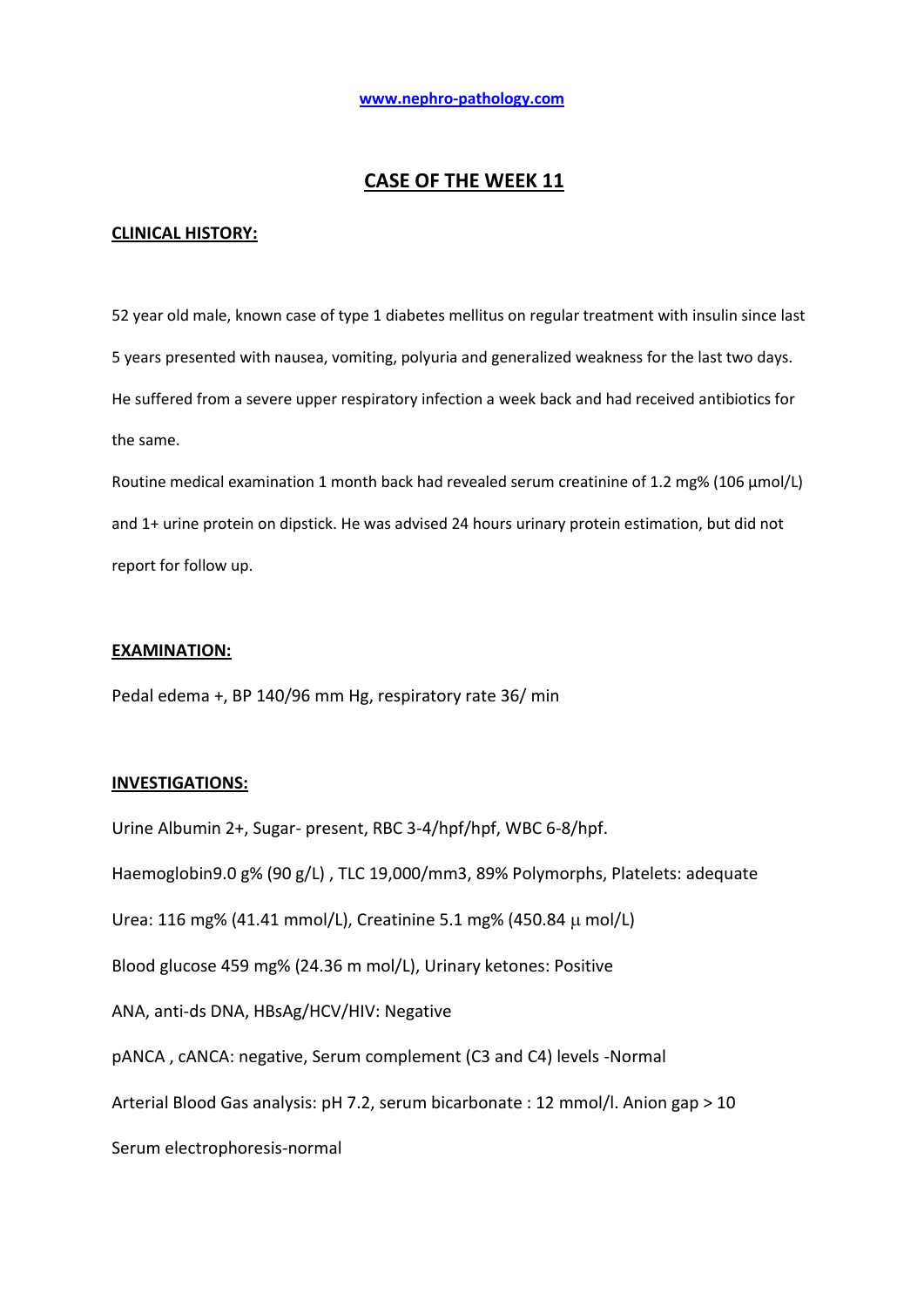www.nephro-pathology.com

# CASE OF THE WEEK 11

## CLINICAL HISTORY:

52 year old male, known case of type 1 diabetes mellitus on regular treatment with insulin since last 5 years presented with nausea, vomiting, polyuria and generalized weakness for the last two days. He suffered from a severe upper respiratory infection a week back and had received antibiotics for the same.

Routine medical examination 1 month back had revealed serum creatinine of 1.2 mg% (106 μmol/L) and 1+ urine protein on dipstick. He was advised 24 hours urinary protein estimation, but did not report for follow up.

## EXAMINATION:

Pedal edema +, BP 140/96 mm Hg, respiratory rate 36/ min

## INVESTIGATIONS:

Urine Albumin 2+, Sugar- present, RBC 3-4/hpf/hpf, WBC 6-8/hpf.

Haemoglobin9.0 g% (90 g/L) , TLC 19,000/mm3, 89% Polymorphs, Platelets: adequate

Urea: 116 mg% (41.41 mmol/L), Creatinine 5.1 mg% (450.84 μ mol/L)

Blood glucose 459 mg% (24.36 m mol/L), Urinary ketones: Positive

ANA, anti-ds DNA, HBsAg/HCV/HIV: Negative

pANCA , cANCA: negative, Serum complement (C3 and C4) levels -Normal

Arterial Blood Gas analysis: pH 7.2, serum bicarbonate : 12 mmol/l. Anion gap > 10

Serum electrophoresis-normal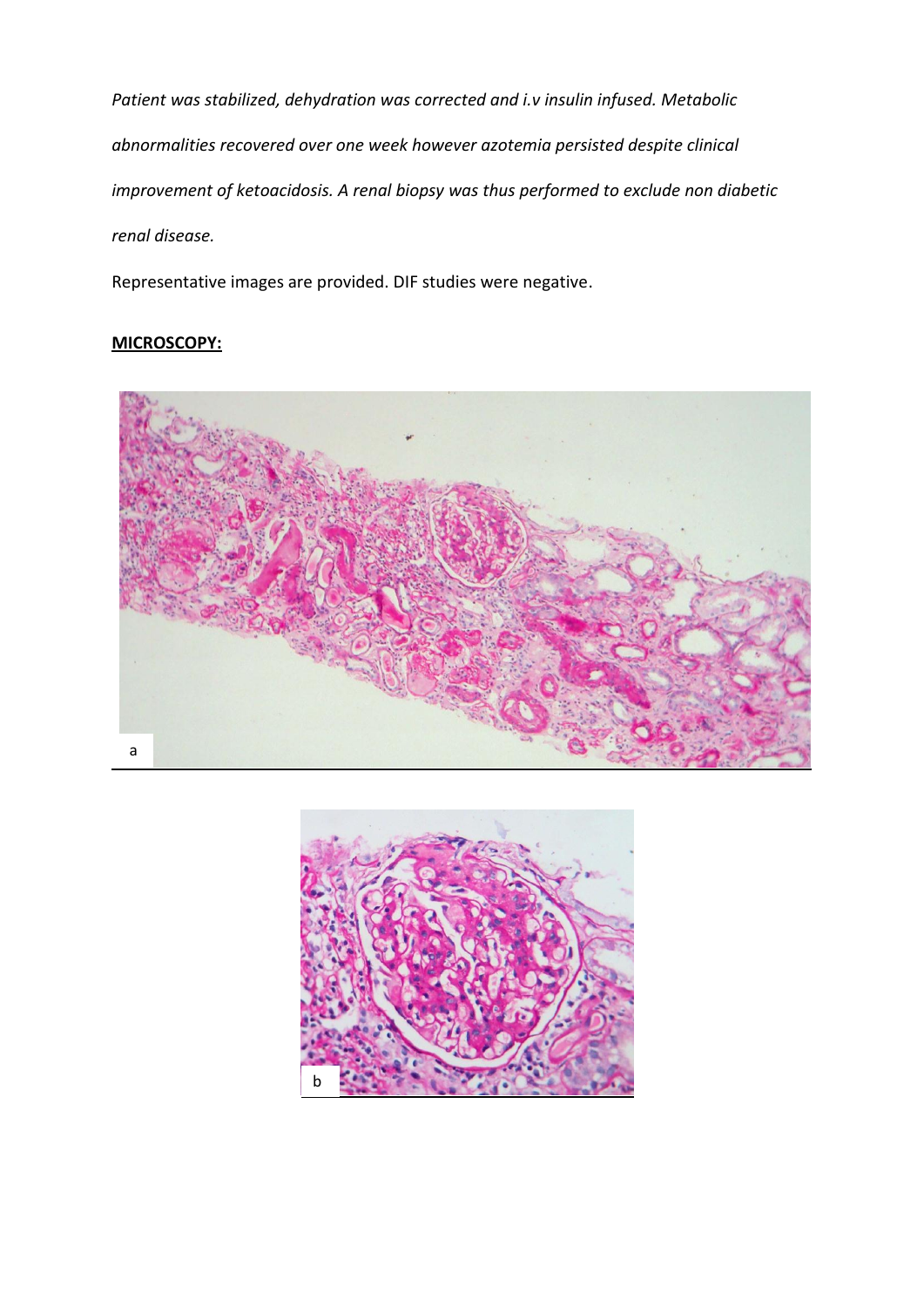*Patient was stabilized, dehydration was corrected and i.v insulin infused. Metabolic abnormalities recovered over one week however azotemia persisted despite clinical improvement of ketoacidosis. A renal biopsy was thus performed to exclude non diabetic renal disease.*

Representative images are provided. DIF studies were negative.

**MICROSCOPY:**

a

b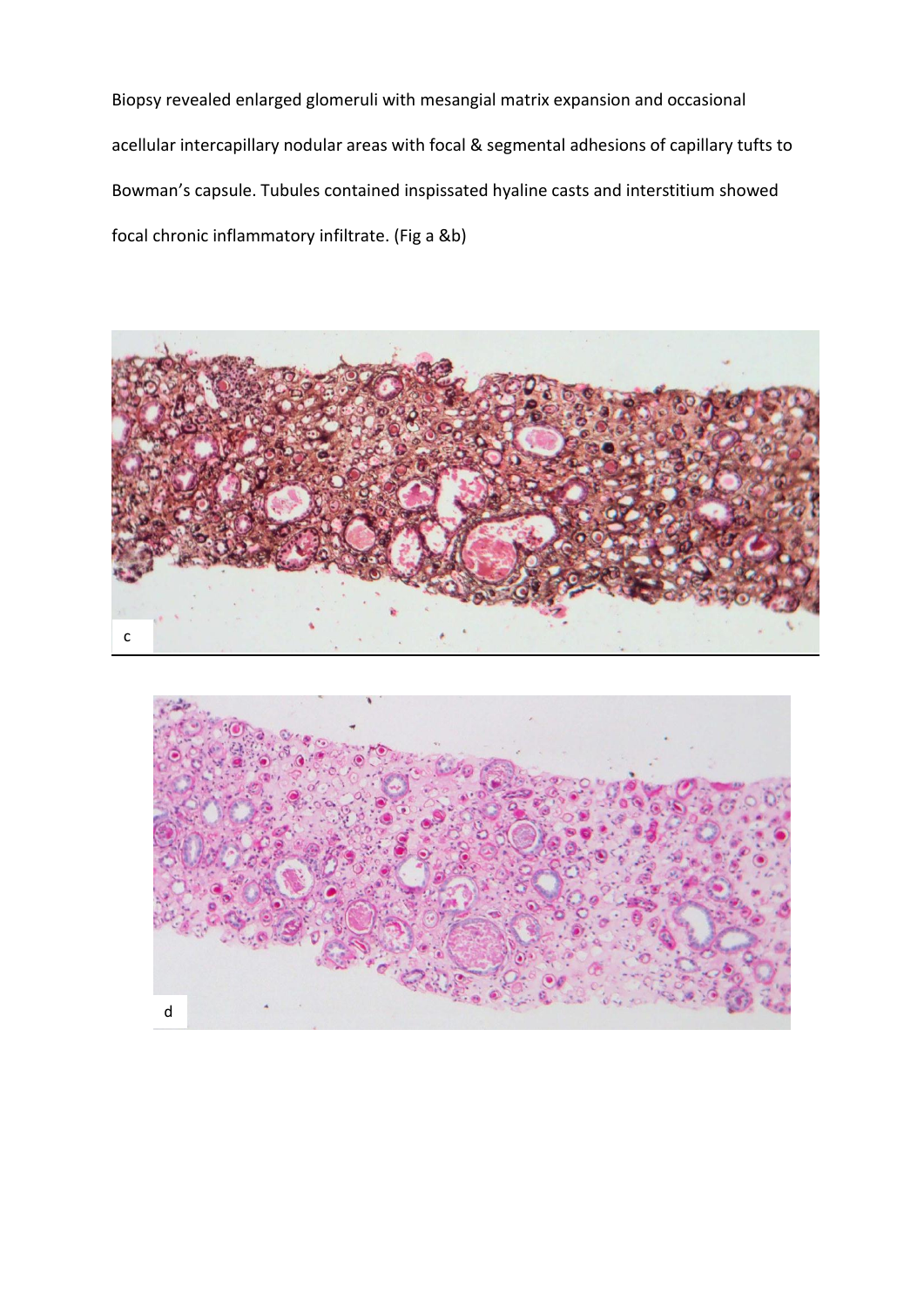Biopsy revealed enlarged glomeruli with mesangial matrix expansion and occasional acellular intercapillary nodular areas with focal & segmental adhesions of capillary tufts to Bowman's capsule. Tubules contained inspissated hyaline casts and interstitium showed focal chronic inflammatory infiltrate. (Fig a &b)

c

d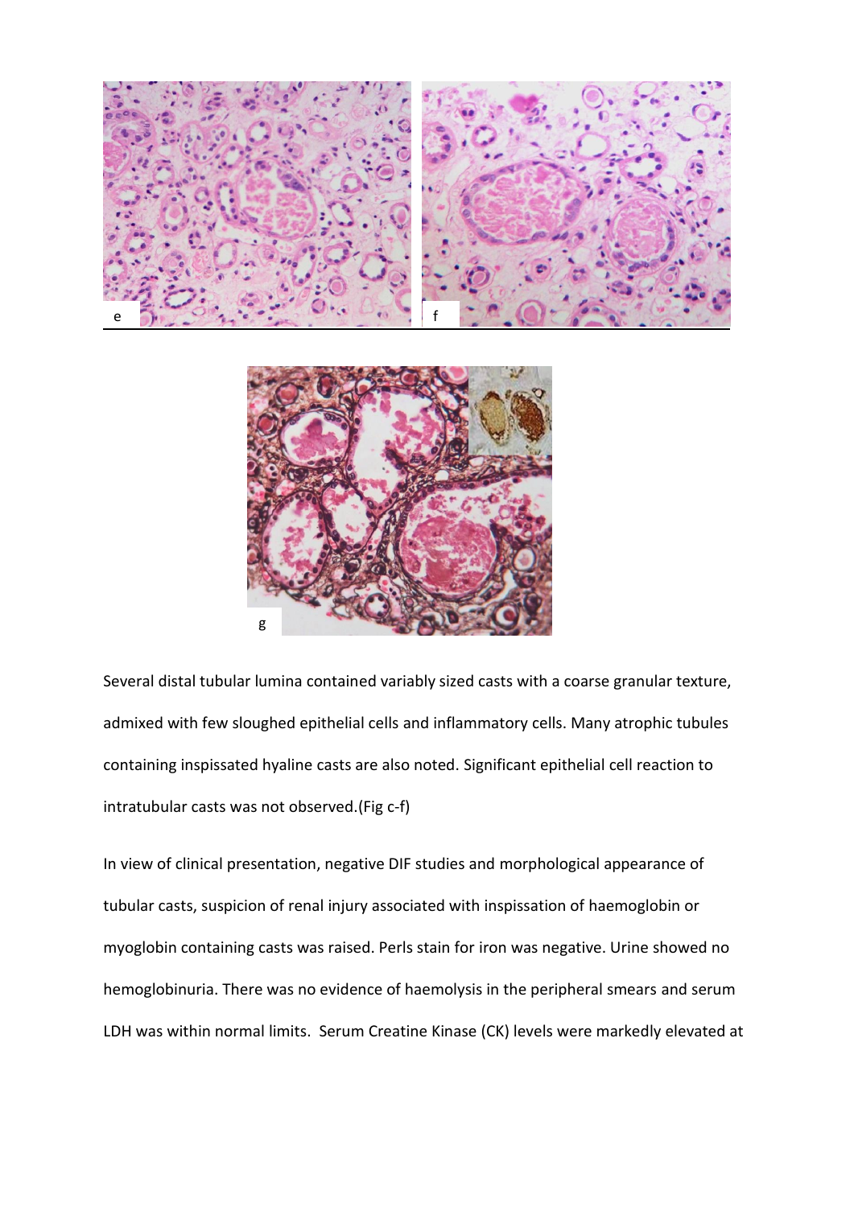Several distal tubular lumina contained variably sized casts with a coarse granular texture, admixed with few sloughed epithelial cells and inflammatory cells. Many atrophic tubules containing inspissated hyaline casts are also noted. Significant epithelial cell reaction to intratubular casts was not observed.(Fig c-f)

In view of clinical presentation, negative DIF studies and morphological appearance of tubular casts, suspicion of renal injury associated with inspissation of haemoglobin or myoglobin containing casts was raised. Perls stain for iron was negative. Urine showed no hemoglobinuria. There was no evidence of haemolysis in the peripheral smears and serum LDH was within normal limits.  Serum Creatine Kinase (CK) levels were markedly elevated at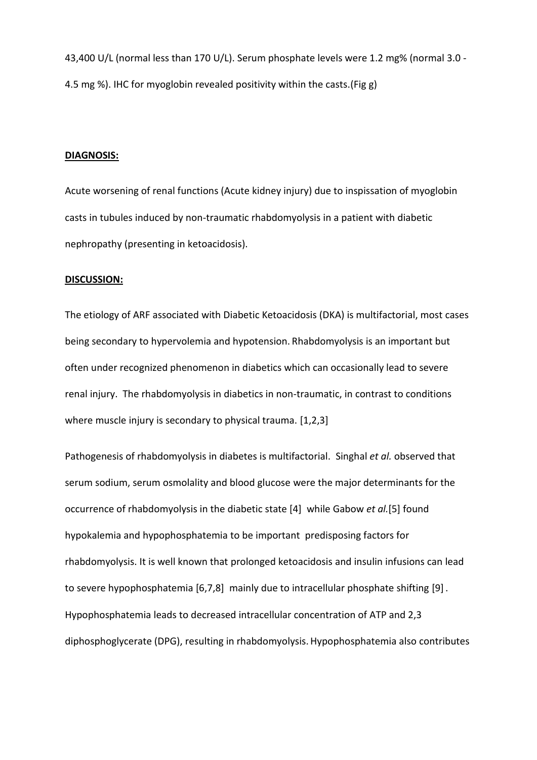43,400 U/L (normal less than 170 U/L). Serum phosphate levels were 1.2 mg% (normal 3.0 - 4.5 mg %). IHC for myoglobin revealed positivity within the casts.(Fig g)

**DIAGNOSIS:**

Acute worsening of renal functions (Acute kidney injury) due to inspissation of myoglobin casts in tubules induced by non-traumatic rhabdomyolysis in a patient with diabetic nephropathy (presenting in ketoacidosis).

**DISCUSSION:**

The etiology of ARF associated with Diabetic Ketoacidosis (DKA) is multifactorial, most cases being secondary to hypervolemia and hypotension. Rhabdomyolysis is an important but often under recognized phenomenon in diabetics which can occasionally lead to severe renal injury. The rhabdomyolysis in diabetics in non-traumatic, in contrast to conditions where muscle injury is secondary to physical trauma. [1,2,3]

Pathogenesis of rhabdomyolysis in diabetes is multifactorial. Singhal *et al.* observed that serum sodium, serum osmolality and blood glucose were the major determinants for the occurrence of rhabdomyolysis in the diabetic state [4] while Gabow *et al.*[5] found hypokalemia and hypophosphatemia to be important predisposing factors for rhabdomyolysis. It is well known that prolonged ketoacidosis and insulin infusions can lead to severe hypophosphatemia [6,7,8] mainly due to intracellular phosphate shifting [9]. Hypophosphatemia leads to decreased intracellular concentration of ATP and 2,3 diphosphoglycerate (DPG), resulting in rhabdomyolysis. Hypophosphatemia also contributes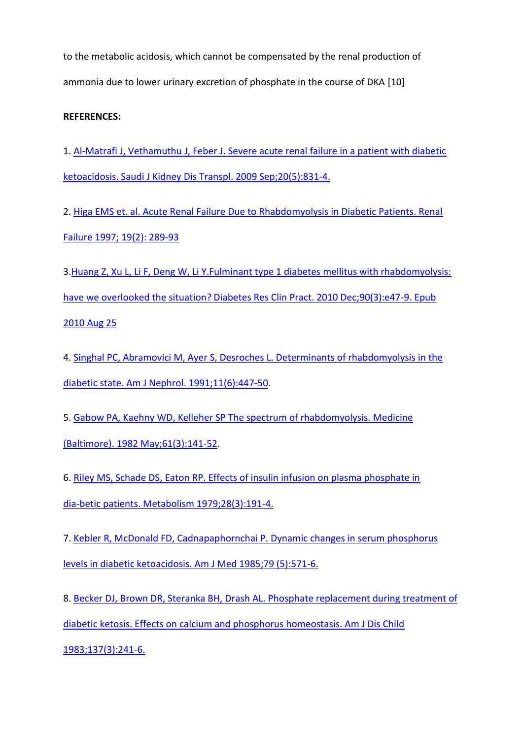to the metabolic acidosis, which cannot be compensated by the renal production of ammonia due to lower urinary excretion of phosphate in the course of DKA [10]

**REFERENCES:**

1. Al-Matrafi J, Vethamuthu J, Feber J. Severe acute renal failure in a patient with diabetic ketoacidosis. Saudi J Kidney Dis Transpl. 2009 Sep;20(5):831-4.

2. Higa EMS et. al. Acute Renal Failure Due to Rhabdomyolysis in Diabetic Patients. Renal Failure 1997; 19(2): 289-93

3. Huang Z, Xu L, Li F, Deng W, Li Y. Fulminant type 1 diabetes mellitus with rhabdomyolysis: have we overlooked the situation? Diabetes Res Clin Pract. 2010 Dec;90(3):e47-9. Epub 2010 Aug 25

4. Singhal PC, Abramovici M, Ayer S, Desroches L. Determinants of rhabdomyolysis in the diabetic state. Am J Nephrol. 1991;11(6):447-50.

5. Gabow PA, Kaehny WD, Kelleher SP The spectrum of rhabdomyolysis. Medicine (Baltimore). 1982 May;61(3):141-52.

6. Riley MS, Schade DS, Eaton RP. Effects of insulin infusion on plasma phosphate in dia-betic patients. Metabolism 1979;28(3):191-4.

7. Kebler R, McDonald FD, Cadnapaphornchai P. Dynamic changes in serum phosphorus levels in diabetic ketoacidosis. Am J Med 1985;79 (5):571-6.

8. Becker DJ, Brown DR, Steranka BH, Drash AL. Phosphate replacement during treatment of diabetic ketosis. Effects on calcium and phosphorus homeostasis. Am J Dis Child 1983;137(3):241-6.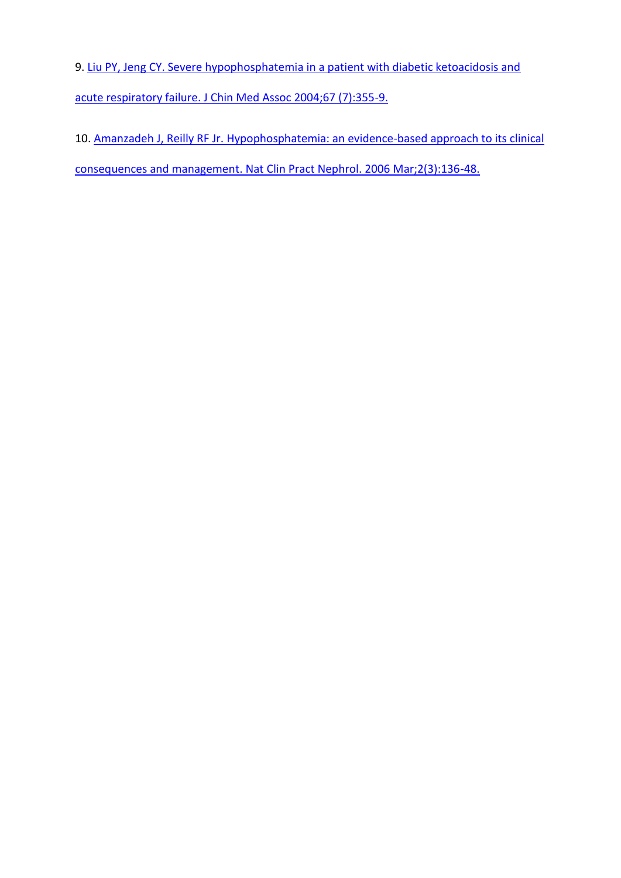9. Liu PY, Jeng CY. Severe hypophosphatemia in a patient with diabetic ketoacidosis and acute respiratory failure. J Chin Med Assoc 2004;67 (7):355-9.

10. Amanzadeh J, Reilly RF Jr. Hypophosphatemia: an evidence-based approach to its clinical consequences and management. Nat Clin Pract Nephrol. 2006 Mar;2(3):136-48.